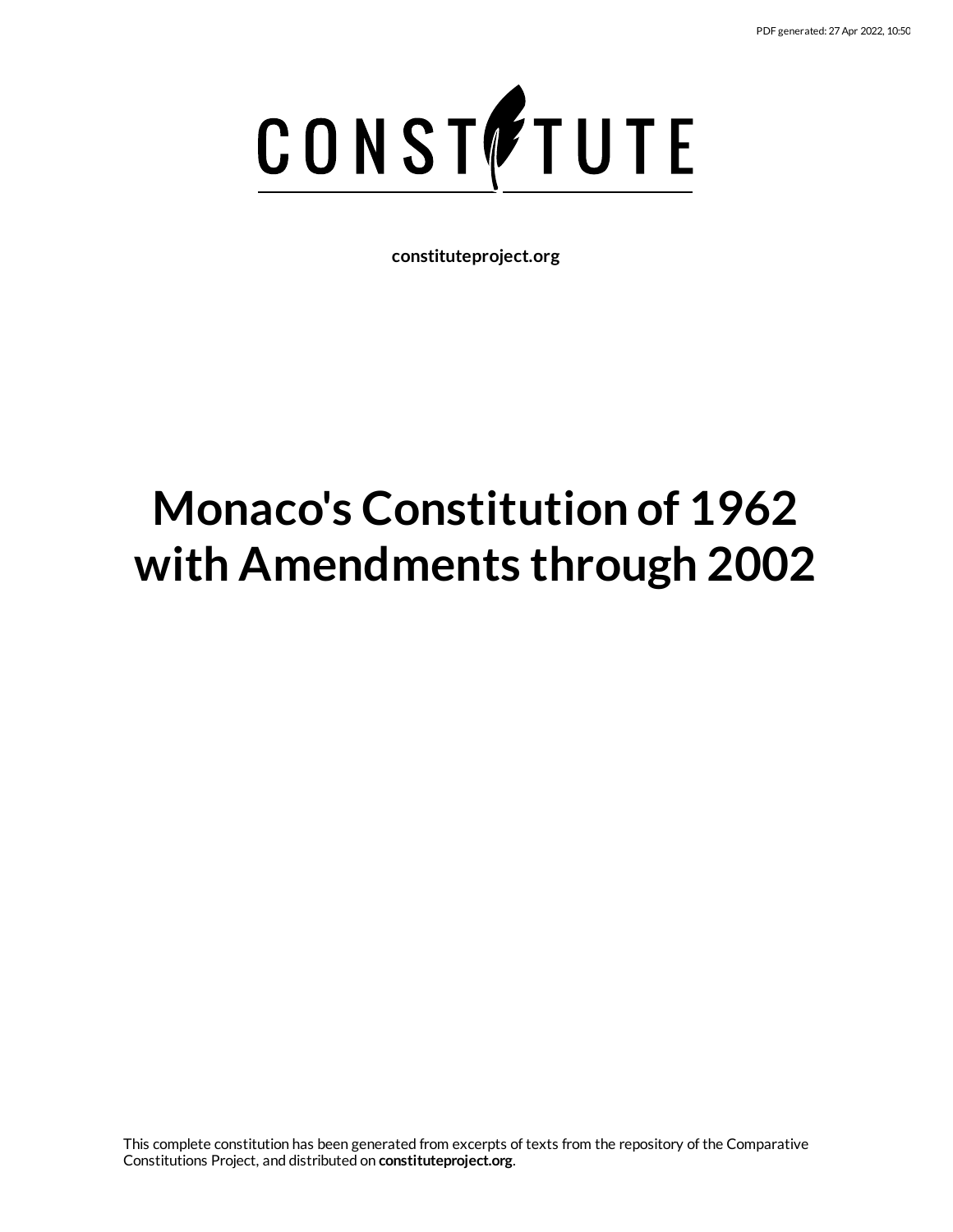CONSTITUTE

**constituteproject.org**

# Monaco's Constitution of 1962 with Amendments through 2002

This complete constitution has been generated from excerpts of texts from the repository of the Comparative Constitutions Project, and distributed on **constituteproject.org**.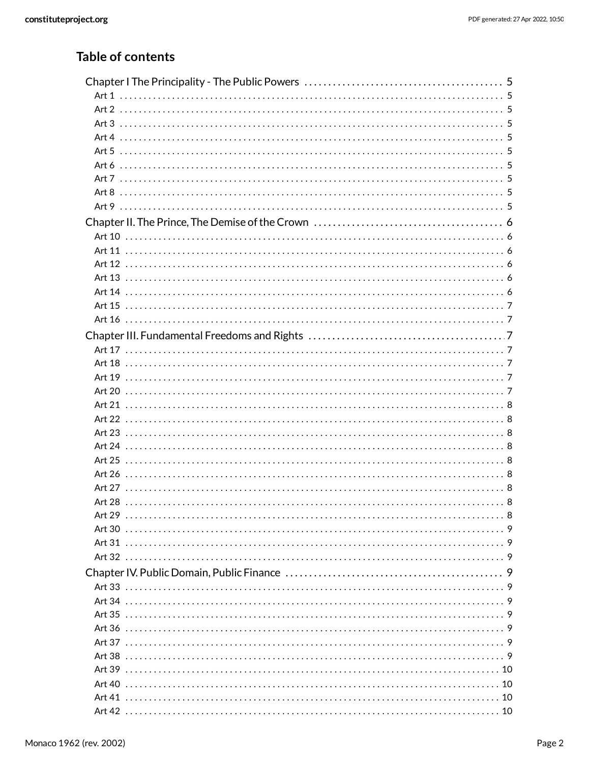## Table of contents

- Chapter I The Principality - The Public Powers ..... 5
  - Art 1 ..... 5
  - Art 2 ..... 5
  - Art 3 ..... 5
  - Art 4 ..... 5
  - Art 5 ..... 5
  - Art 6 ..... 5
  - Art 7 ..... 5
  - Art 8 ..... 5
  - Art 9 ..... 5
- Chapter II. The Prince, The Demise of the Crown ..... 6
  - Art 10 ..... 6
  - Art 11 ..... 6
  - Art 12 ..... 6
  - Art 13 ..... 6
  - Art 14 ..... 6
  - Art 15 ..... 7
  - Art 16 ..... 7
- Chapter III. Fundamental Freedoms and Rights ..... 7
  - Art 17 ..... 7
  - Art 18 ..... 7
  - Art 19 ..... 7
  - Art 20 ..... 7
  - Art 21 ..... 8
  - Art 22 ..... 8
  - Art 23 ..... 8
  - Art 24 ..... 8
  - Art 25 ..... 8
  - Art 26 ..... 8
  - Art 27 ..... 8
  - Art 28 ..... 8
  - Art 29 ..... 8
  - Art 30 ..... 9
  - Art 31 ..... 9
  - Art 32 ..... 9
- Chapter IV. Public Domain, Public Finance ..... 9
  - Art 33 ..... 9
  - Art 34 ..... 9
  - Art 35 ..... 9
  - Art 36 ..... 9
  - Art 37 ..... 9
  - Art 38 ..... 9
  - Art 39 ..... 10
  - Art 40 ..... 10
  - Art 41 ..... 10
  - Art 42 ..... 10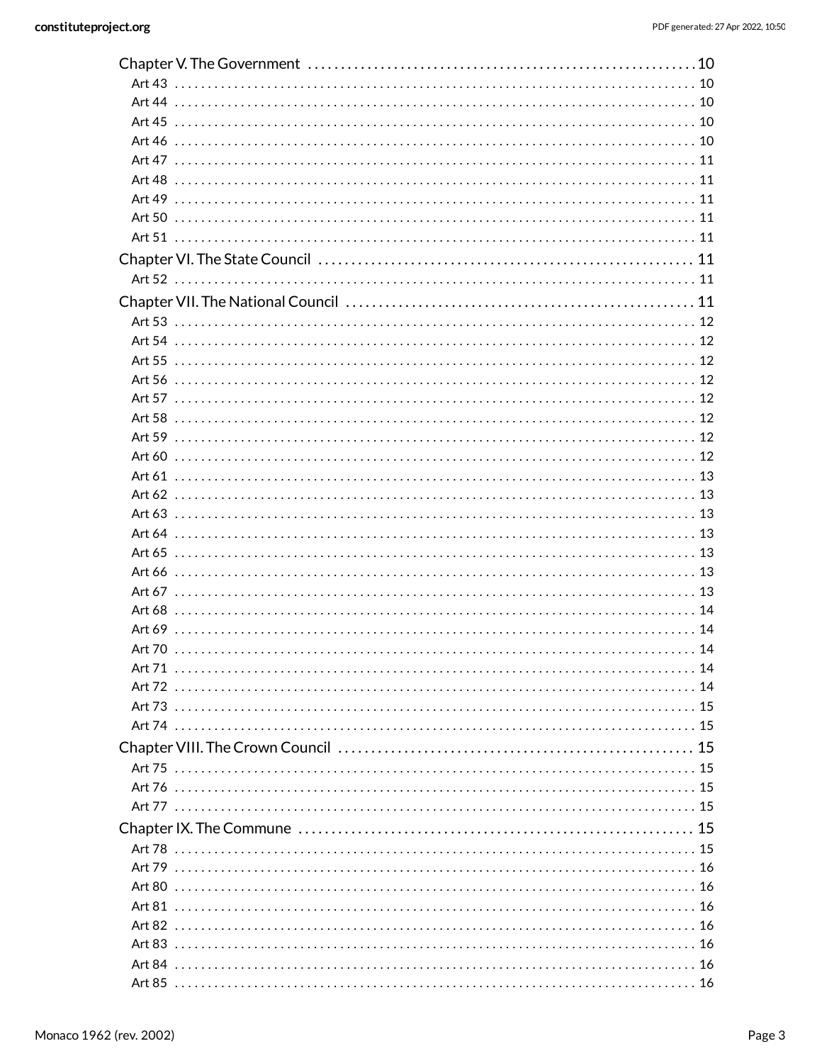Chapter V. The Government ........................................................... 10
- Art 43 ........................................................................ 10
- Art 44 ........................................................................ 10
- Art 45 ........................................................................ 10
- Art 46 ........................................................................ 10
- Art 47 ........................................................................ 11
- Art 48 ........................................................................ 11
- Art 49 ........................................................................ 11
- Art 50 ........................................................................ 11
- Art 51 ........................................................................ 11

Chapter VI. The State Council ........................................................ 11
- Art 52 ........................................................................ 11

Chapter VII. The National Council .................................................... 11
- Art 53 ........................................................................ 12
- Art 54 ........................................................................ 12
- Art 55 ........................................................................ 12
- Art 56 ........................................................................ 12
- Art 57 ........................................................................ 12
- Art 58 ........................................................................ 12
- Art 59 ........................................................................ 12
- Art 60 ........................................................................ 12
- Art 61 ........................................................................ 13
- Art 62 ........................................................................ 13
- Art 63 ........................................................................ 13
- Art 64 ........................................................................ 13
- Art 65 ........................................................................ 13
- Art 66 ........................................................................ 13
- Art 67 ........................................................................ 13
- Art 68 ........................................................................ 14
- Art 69 ........................................................................ 14
- Art 70 ........................................................................ 14
- Art 71 ........................................................................ 14
- Art 72 ........................................................................ 14
- Art 73 ........................................................................ 15
- Art 74 ........................................................................ 15

Chapter VIII. The Crown Council ...................................................... 15
- Art 75 ........................................................................ 15
- Art 76 ........................................................................ 15
- Art 77 ........................................................................ 15

Chapter IX. The Commune .............................................................. 15
- Art 78 ........................................................................ 15
- Art 79 ........................................................................ 16
- Art 80 ........................................................................ 16
- Art 81 ........................................................................ 16
- Art 82 ........................................................................ 16
- Art 83 ........................................................................ 16
- Art 84 ........................................................................ 16
- Art 85 ........................................................................ 16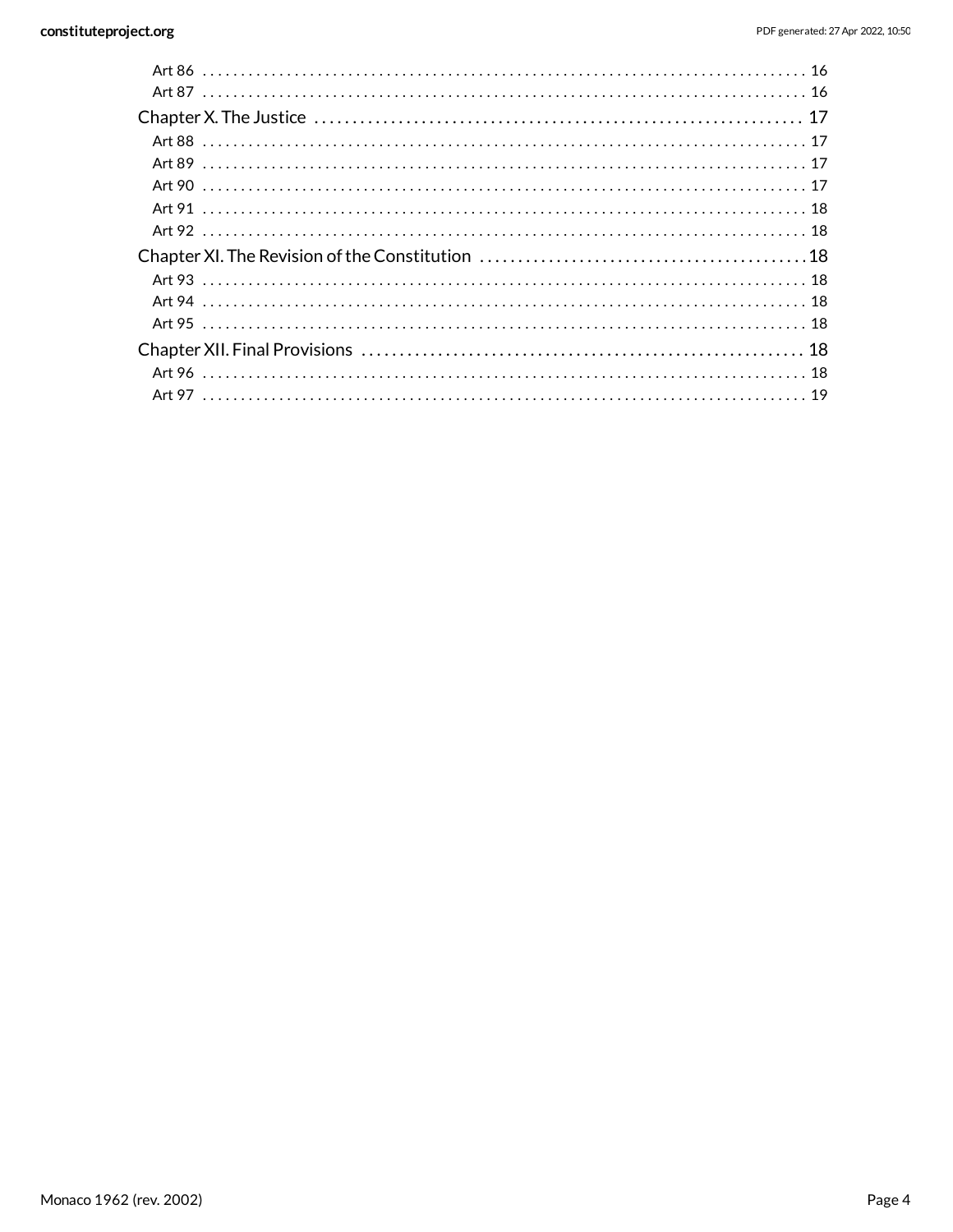Art 86 . . . . . . . . . . . . . . . . . . . . . . . . . . . . . . . . . . . . . . . . . . . . . . . . . . . . . . . . . . . . . . . . . . . . . . . . . . . . 16
Art 87 . . . . . . . . . . . . . . . . . . . . . . . . . . . . . . . . . . . . . . . . . . . . . . . . . . . . . . . . . . . . . . . . . . . . . . . . . . . . 16

Chapter X. The Justice . . . . . . . . . . . . . . . . . . . . . . . . . . . . . . . . . . . . . . . . . . . . . . . . . . . . . . 17

Art 88 . . . . . . . . . . . . . . . . . . . . . . . . . . . . . . . . . . . . . . . . . . . . . . . . . . . . . . . . . . . . . . . . . . . . . . . . . . . . 17
Art 89 . . . . . . . . . . . . . . . . . . . . . . . . . . . . . . . . . . . . . . . . . . . . . . . . . . . . . . . . . . . . . . . . . . . . . . . . . . . . 17
Art 90 . . . . . . . . . . . . . . . . . . . . . . . . . . . . . . . . . . . . . . . . . . . . . . . . . . . . . . . . . . . . . . . . . . . . . . . . . . . . 17
Art 91 . . . . . . . . . . . . . . . . . . . . . . . . . . . . . . . . . . . . . . . . . . . . . . . . . . . . . . . . . . . . . . . . . . . . . . . . . . . . 18
Art 92 . . . . . . . . . . . . . . . . . . . . . . . . . . . . . . . . . . . . . . . . . . . . . . . . . . . . . . . . . . . . . . . . . . . . . . . . . . . . 18

Chapter XI. The Revision of the Constitution . . . . . . . . . . . . . . . . . . . . . . . . . . . . . . . . . . . . . . . . 18

Art 93 . . . . . . . . . . . . . . . . . . . . . . . . . . . . . . . . . . . . . . . . . . . . . . . . . . . . . . . . . . . . . . . . . . . . . . . . . . . . 18
Art 94 . . . . . . . . . . . . . . . . . . . . . . . . . . . . . . . . . . . . . . . . . . . . . . . . . . . . . . . . . . . . . . . . . . . . . . . . . . . . 18
Art 95 . . . . . . . . . . . . . . . . . . . . . . . . . . . . . . . . . . . . . . . . . . . . . . . . . . . . . . . . . . . . . . . . . . . . . . . . . . . . 18

Chapter XII. Final Provisions . . . . . . . . . . . . . . . . . . . . . . . . . . . . . . . . . . . . . . . . . . . . . . . . . . . . 18

Art 96 . . . . . . . . . . . . . . . . . . . . . . . . . . . . . . . . . . . . . . . . . . . . . . . . . . . . . . . . . . . . . . . . . . . . . . . . . . . . 18
Art 97 . . . . . . . . . . . . . . . . . . . . . . . . . . . . . . . . . . . . . . . . . . . . . . . . . . . . . . . . . . . . . . . . . . . . . . . . . . . . 19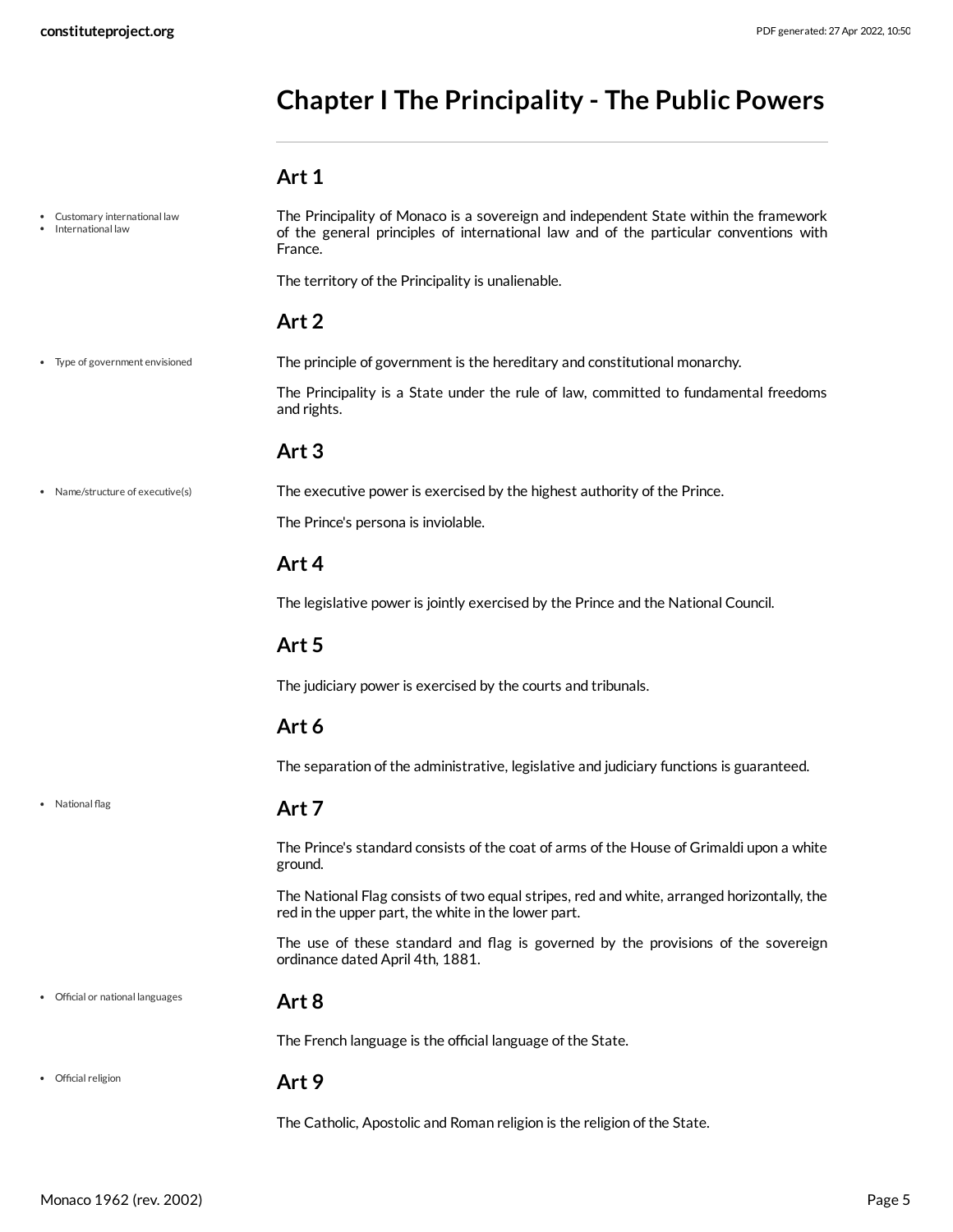# Chapter I The Principality - The Public Powers

## Art 1

- Customary international law
- International law

The Principality of Monaco is a sovereign and independent State within the framework of the general principles of international law and of the particular conventions with France.

The territory of the Principality is unalienable.

## Art 2

- Type of government envisioned

The principle of government is the hereditary and constitutional monarchy.

The Principality is a State under the rule of law, committed to fundamental freedoms and rights.

## Art 3

- Name/structure of executive(s)

The executive power is exercised by the highest authority of the Prince.

The Prince's persona is inviolable.

## Art 4

The legislative power is jointly exercised by the Prince and the National Council.

## Art 5

The judiciary power is exercised by the courts and tribunals.

## Art 6

The separation of the administrative, legislative and judiciary functions is guaranteed.

## Art 7

- National flag

The Prince's standard consists of the coat of arms of the House of Grimaldi upon a white ground.

The National Flag consists of two equal stripes, red and white, arranged horizontally, the red in the upper part, the white in the lower part.

The use of these standard and flag is governed by the provisions of the sovereign ordinance dated April 4th, 1881.

## Art 8

- Official or national languages

The French language is the official language of the State.

## Art 9

- Official religion

The Catholic, Apostolic and Roman religion is the religion of the State.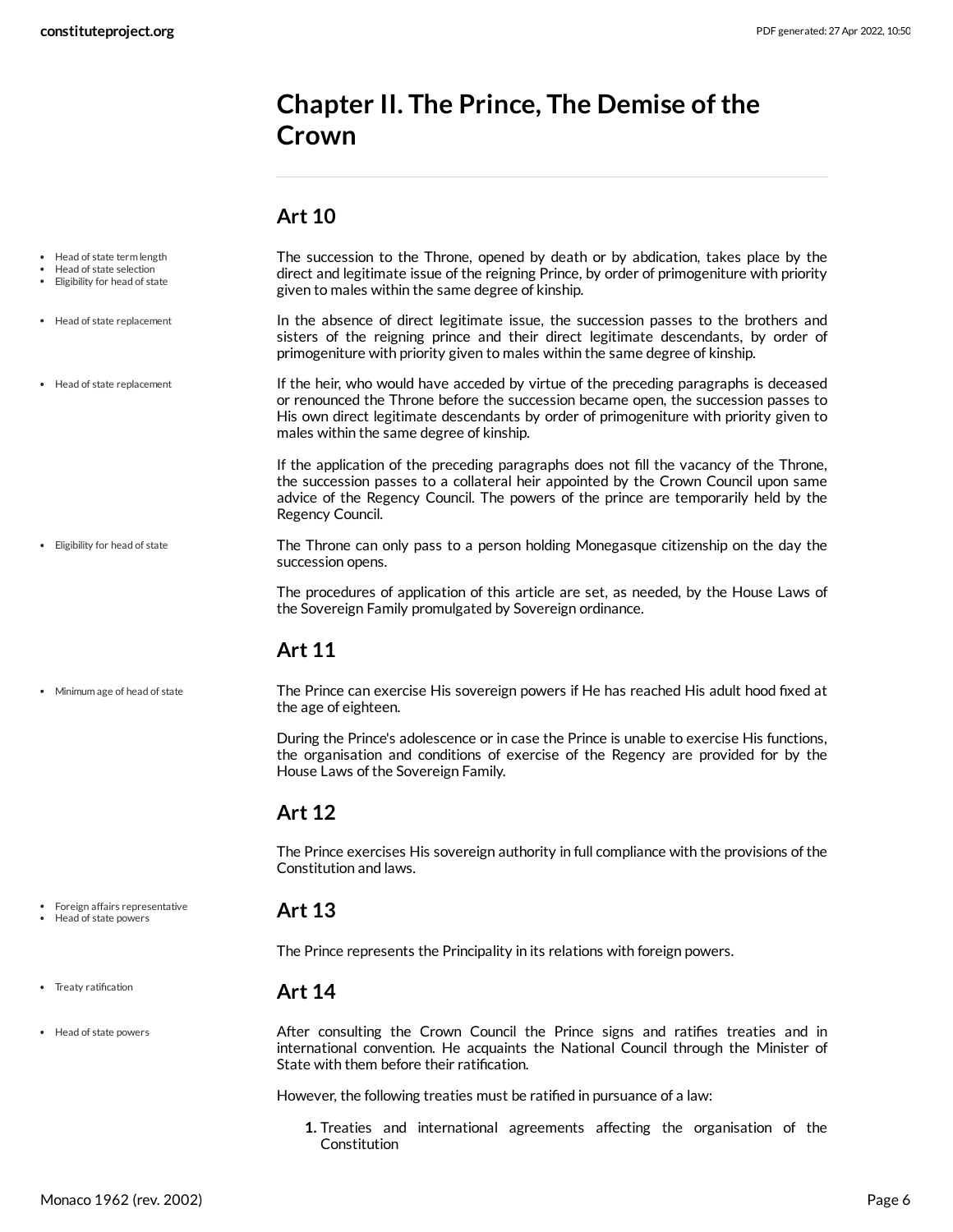# Chapter II. The Prince, The Demise of the Crown

## Art 10

- Head of state term length
- Head of state selection
- Eligibility for head of state

The succession to the Throne, opened by death or by abdication, takes place by the direct and legitimate issue of the reigning Prince, by order of primogeniture with priority given to males within the same degree of kinship.

- Head of state replacement

In the absence of direct legitimate issue, the succession passes to the brothers and sisters of the reigning prince and their direct legitimate descendants, by order of primogeniture with priority given to males within the same degree of kinship.

- Head of state replacement

If the heir, who would have acceded by virtue of the preceding paragraphs is deceased or renounced the Throne before the succession became open, the succession passes to His own direct legitimate descendants by order of primogeniture with priority given to males within the same degree of kinship.

If the application of the preceding paragraphs does not fill the vacancy of the Throne, the succession passes to a collateral heir appointed by the Crown Council upon same advice of the Regency Council. The powers of the prince are temporarily held by the Regency Council.

- Eligibility for head of state

The Throne can only pass to a person holding Monegasque citizenship on the day the succession opens.

The procedures of application of this article are set, as needed, by the House Laws of the Sovereign Family promulgated by Sovereign ordinance.

## Art 11

- Minimum age of head of state

The Prince can exercise His sovereign powers if He has reached His adult hood fixed at the age of eighteen.

During the Prince's adolescence or in case the Prince is unable to exercise His functions, the organisation and conditions of exercise of the Regency are provided for by the House Laws of the Sovereign Family.

## Art 12

The Prince exercises His sovereign authority in full compliance with the provisions of the Constitution and laws.

- Foreign affairs representative
- Head of state powers

## Art 13

The Prince represents the Principality in its relations with foreign powers.

- Treaty ratification

## Art 14

- Head of state powers

After consulting the Crown Council the Prince signs and ratifies treaties and in international convention. He acquaints the National Council through the Minister of State with them before their ratification.

However, the following treaties must be ratified in pursuance of a law:

1. Treaties and international agreements affecting the organisation of the Constitution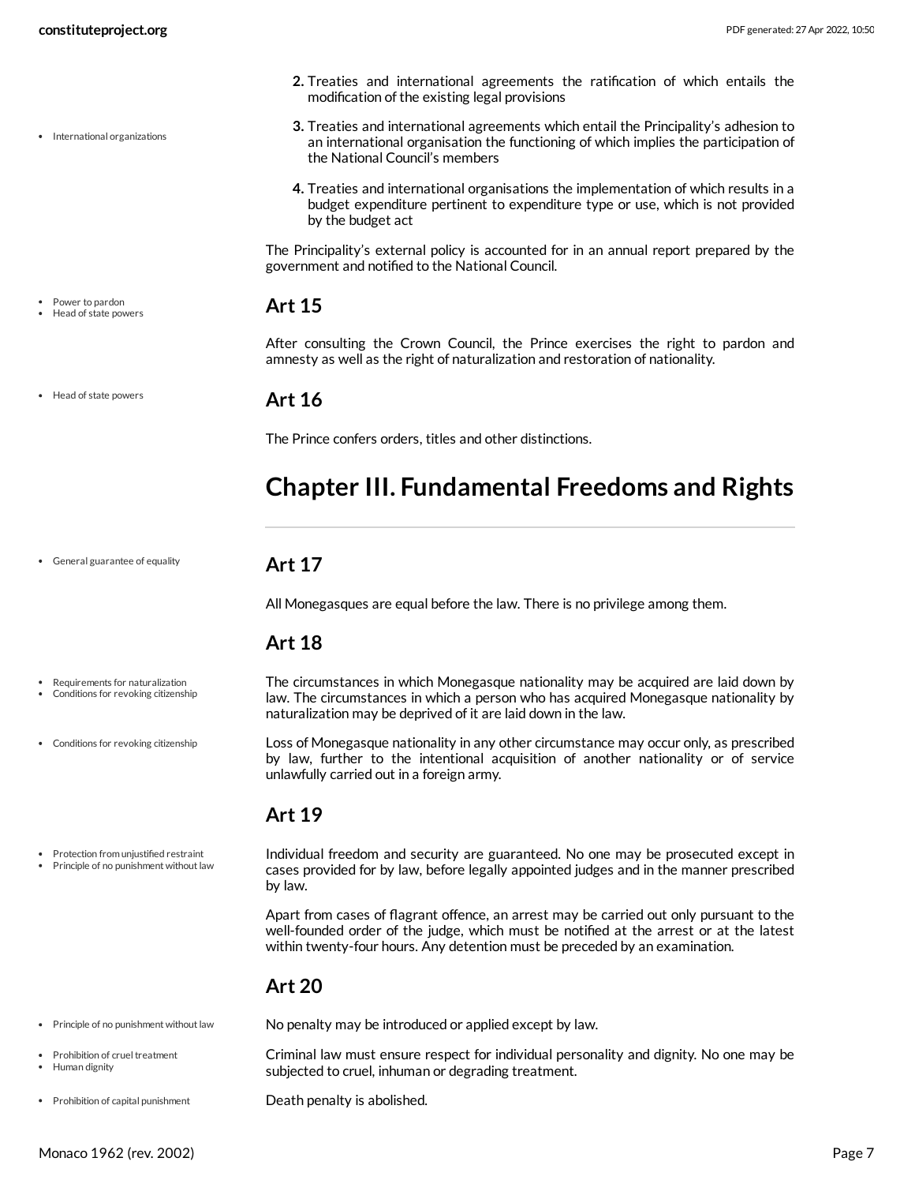2. Treaties and international agreements the ratification of which entails the modification of the existing legal provisions

3. Treaties and international agreements which entail the Principality's adhesion to an international organisation the functioning of which implies the participation of the National Council's members

4. Treaties and international organisations the implementation of which results in a budget expenditure pertinent to expenditure type or use, which is not provided by the budget act

The Principality's external policy is accounted for in an annual report prepared by the government and notified to the National Council.

## Art 15

After consulting the Crown Council, the Prince exercises the right to pardon and amnesty as well as the right of naturalization and restoration of nationality.

## Art 16

The Prince confers orders, titles and other distinctions.

# Chapter III. Fundamental Freedoms and Rights

## Art 17

All Monegasques are equal before the law. There is no privilege among them.

## Art 18

The circumstances in which Monegasque nationality may be acquired are laid down by law. The circumstances in which a person who has acquired Monegasque nationality by naturalization may be deprived of it are laid down in the law.

Loss of Monegasque nationality in any other circumstance may occur only, as prescribed by law, further to the intentional acquisition of another nationality or of service unlawfully carried out in a foreign army.

## Art 19

Individual freedom and security are guaranteed. No one may be prosecuted except in cases provided for by law, before legally appointed judges and in the manner prescribed by law.

Apart from cases of flagrant offence, an arrest may be carried out only pursuant to the well-founded order of the judge, which must be notified at the arrest or at the latest within twenty-four hours. Any detention must be preceded by an examination.

## Art 20

No penalty may be introduced or applied except by law.

Criminal law must ensure respect for individual personality and dignity. No one may be subjected to cruel, inhuman or degrading treatment.

Death penalty is abolished.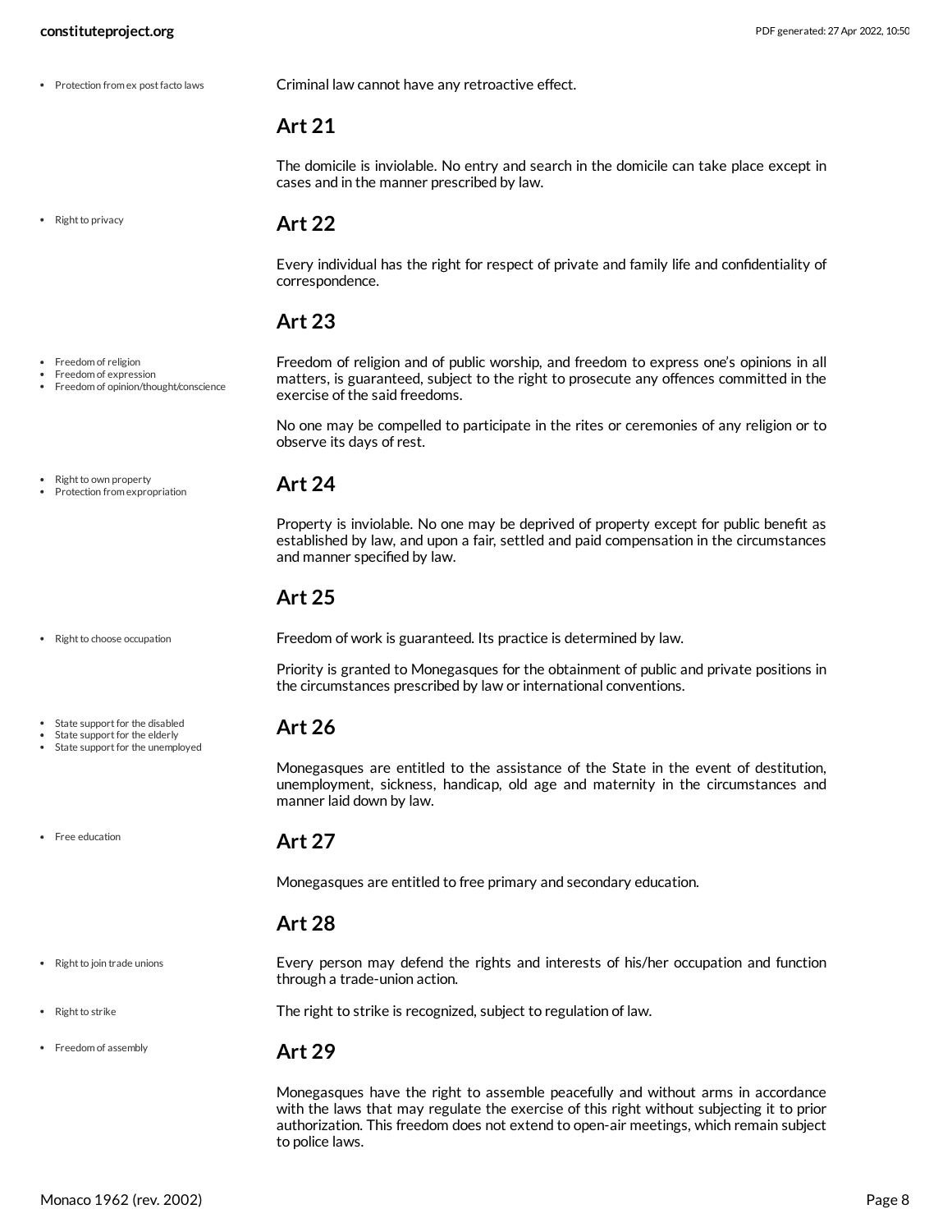- Protection from ex post facto laws

Criminal law cannot have any retroactive effect.

## Art 21

The domicile is inviolable. No entry and search in the domicile can take place except in cases and in the manner prescribed by law.

- Right to privacy

## Art 22

Every individual has the right for respect of private and family life and confidentiality of correspondence.

## Art 23

- Freedom of religion
- Freedom of expression
- Freedom of opinion/thought/conscience

Freedom of religion and of public worship, and freedom to express one's opinions in all matters, is guaranteed, subject to the right to prosecute any offences committed in the exercise of the said freedoms.

No one may be compelled to participate in the rites or ceremonies of any religion or to observe its days of rest.

- Right to own property
- Protection from expropriation

## Art 24

Property is inviolable. No one may be deprived of property except for public benefit as established by law, and upon a fair, settled and paid compensation in the circumstances and manner specified by law.

## Art 25

- Right to choose occupation

Freedom of work is guaranteed. Its practice is determined by law.

Priority is granted to Monegasques for the obtainment of public and private positions in the circumstances prescribed by law or international conventions.

- State support for the disabled
- State support for the elderly
- State support for the unemployed

## Art 26

Monegasques are entitled to the assistance of the State in the event of destitution, unemployment, sickness, handicap, old age and maternity in the circumstances and manner laid down by law.

- Free education

## Art 27

Monegasques are entitled to free primary and secondary education.

## Art 28

- Right to join trade unions

Every person may defend the rights and interests of his/her occupation and function through a trade-union action.

- Right to strike

The right to strike is recognized, subject to regulation of law.

- Freedom of assembly

## Art 29

Monegasques have the right to assemble peacefully and without arms in accordance with the laws that may regulate the exercise of this right without subjecting it to prior authorization. This freedom does not extend to open-air meetings, which remain subject to police laws.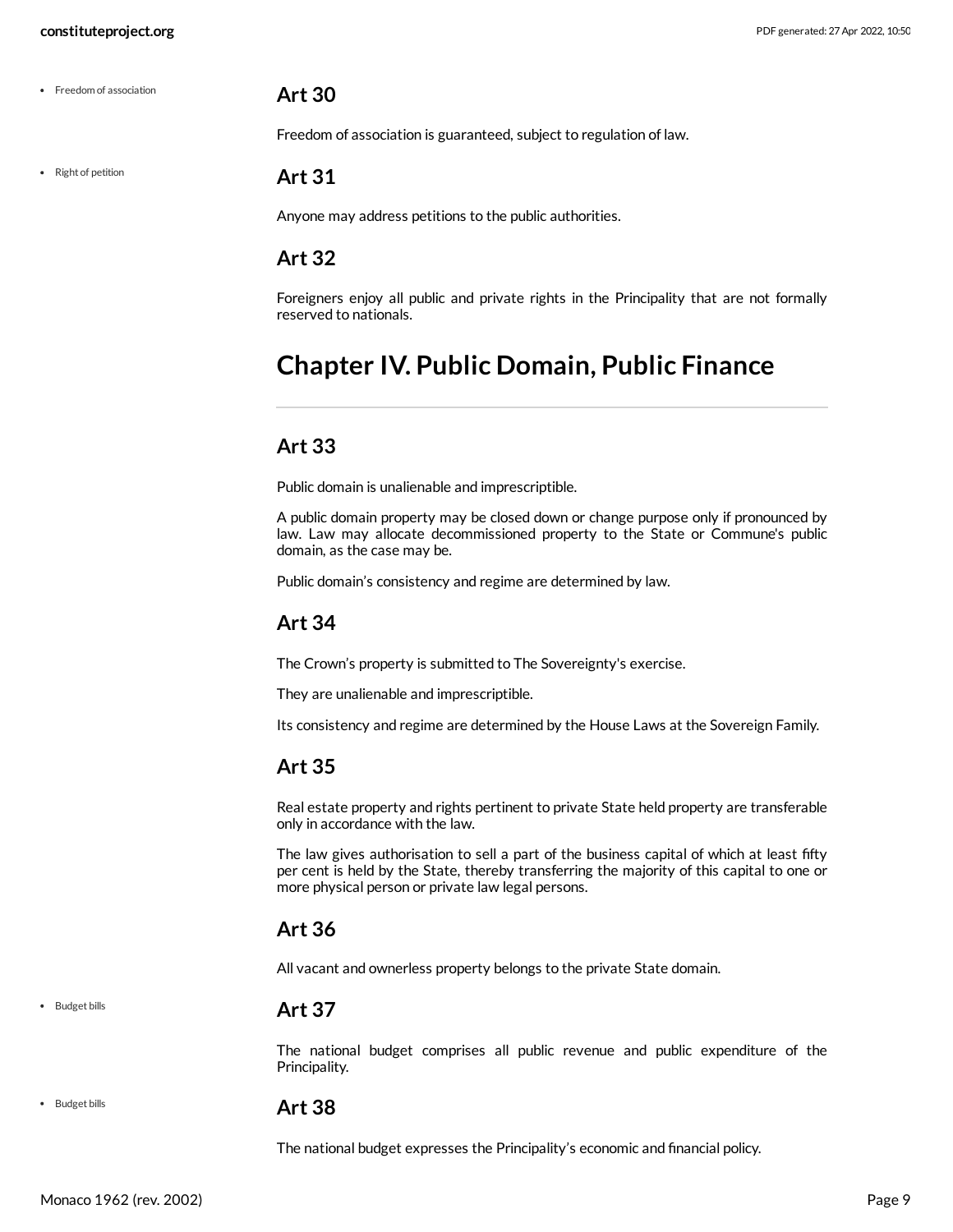- Freedom of association

### Art 30

Freedom of association is guaranteed, subject to regulation of law.

- Right of petition

### Art 31

Anyone may address petitions to the public authorities.

### Art 32

Foreigners enjoy all public and private rights in the Principality that are not formally reserved to nationals.

## Chapter IV. Public Domain, Public Finance

### Art 33

Public domain is unalienable and imprescriptible.

A public domain property may be closed down or change purpose only if pronounced by law. Law may allocate decommissioned property to the State or Commune's public domain, as the case may be.

Public domain's consistency and regime are determined by law.

### Art 34

The Crown's property is submitted to The Sovereignty's exercise.

They are unalienable and imprescriptible.

Its consistency and regime are determined by the House Laws at the Sovereign Family.

### Art 35

Real estate property and rights pertinent to private State held property are transferable only in accordance with the law.

The law gives authorisation to sell a part of the business capital of which at least fifty per cent is held by the State, thereby transferring the majority of this capital to one or more physical person or private law legal persons.

### Art 36

All vacant and ownerless property belongs to the private State domain.

- Budget bills

### Art 37

The national budget comprises all public revenue and public expenditure of the Principality.

- Budget bills

### Art 38

The national budget expresses the Principality's economic and financial policy.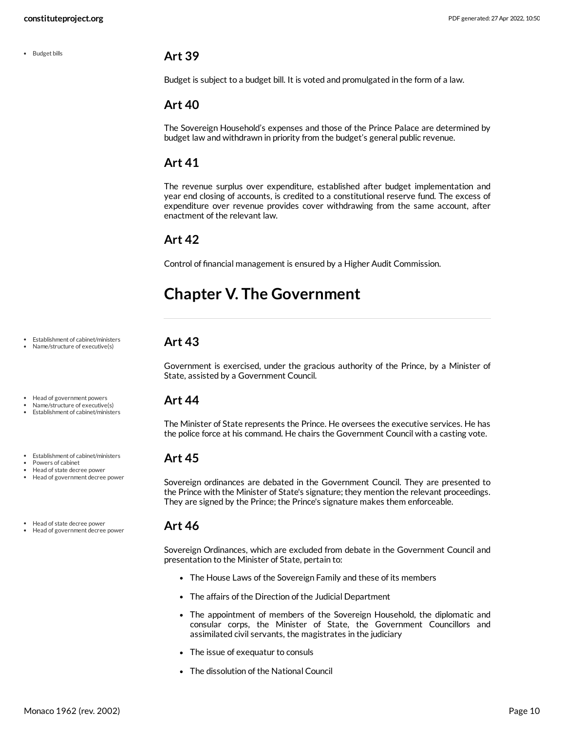### Art 39

Budget is subject to a budget bill. It is voted and promulgated in the form of a law.

### Art 40

The Sovereign Household's expenses and those of the Prince Palace are determined by budget law and withdrawn in priority from the budget's general public revenue.

### Art 41

The revenue surplus over expenditure, established after budget implementation and year end closing of accounts, is credited to a constitutional reserve fund. The excess of expenditure over revenue provides cover withdrawing from the same account, after enactment of the relevant law.

### Art 42

Control of financial management is ensured by a Higher Audit Commission.

## Chapter V. The Government

### Art 43

Government is exercised, under the gracious authority of the Prince, by a Minister of State, assisted by a Government Council.

### Art 44

The Minister of State represents the Prince. He oversees the executive services. He has the police force at his command. He chairs the Government Council with a casting vote.

### Art 45

Sovereign ordinances are debated in the Government Council. They are presented to the Prince with the Minister of State's signature; they mention the relevant proceedings. They are signed by the Prince; the Prince's signature makes them enforceable.

### Art 46

Sovereign Ordinances, which are excluded from debate in the Government Council and presentation to the Minister of State, pertain to:

- The House Laws of the Sovereign Family and these of its members
- The affairs of the Direction of the Judicial Department
- The appointment of members of the Sovereign Household, the diplomatic and consular corps, the Minister of State, the Government Councillors and assimilated civil servants, the magistrates in the judiciary
- The issue of exequatur to consuls
- The dissolution of the National Council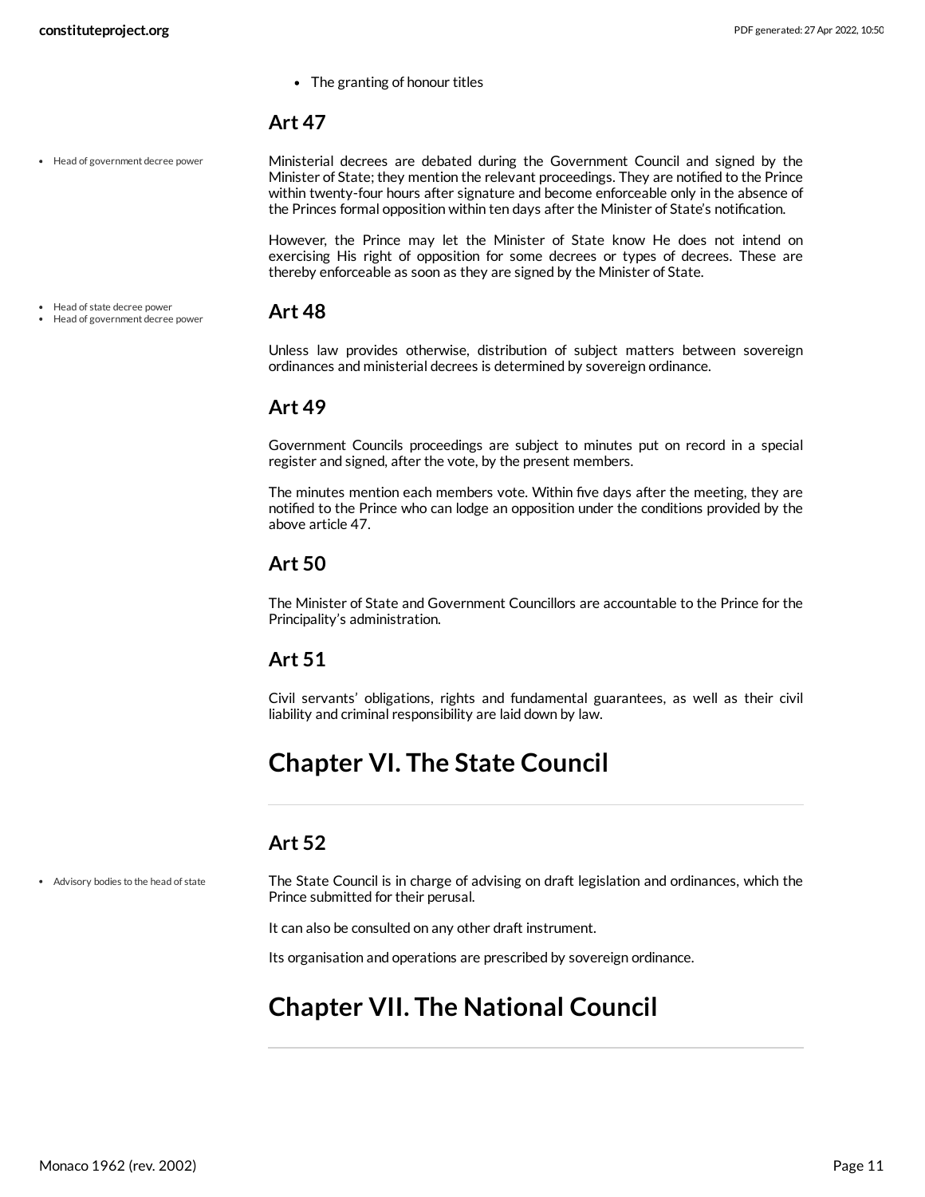- The granting of honour titles

## Art 47

- Head of government decree power

Ministerial decrees are debated during the Government Council and signed by the Minister of State; they mention the relevant proceedings. They are notified to the Prince within twenty-four hours after signature and become enforceable only in the absence of the Princes formal opposition within ten days after the Minister of State's notification.

However, the Prince may let the Minister of State know He does not intend on exercising His right of opposition for some decrees or types of decrees. These are thereby enforceable as soon as they are signed by the Minister of State.

## Art 48

- Head of state decree power
- Head of government decree power

Unless law provides otherwise, distribution of subject matters between sovereign ordinances and ministerial decrees is determined by sovereign ordinance.

## Art 49

Government Councils proceedings are subject to minutes put on record in a special register and signed, after the vote, by the present members.

The minutes mention each members vote. Within five days after the meeting, they are notified to the Prince who can lodge an opposition under the conditions provided by the above article 47.

## Art 50

The Minister of State and Government Councillors are accountable to the Prince for the Principality's administration.

## Art 51

Civil servants' obligations, rights and fundamental guarantees, as well as their civil liability and criminal responsibility are laid down by law.

# Chapter VI. The State Council

## Art 52

- Advisory bodies to the head of state

The State Council is in charge of advising on draft legislation and ordinances, which the Prince submitted for their perusal.

It can also be consulted on any other draft instrument.

Its organisation and operations are prescribed by sovereign ordinance.

# Chapter VII. The National Council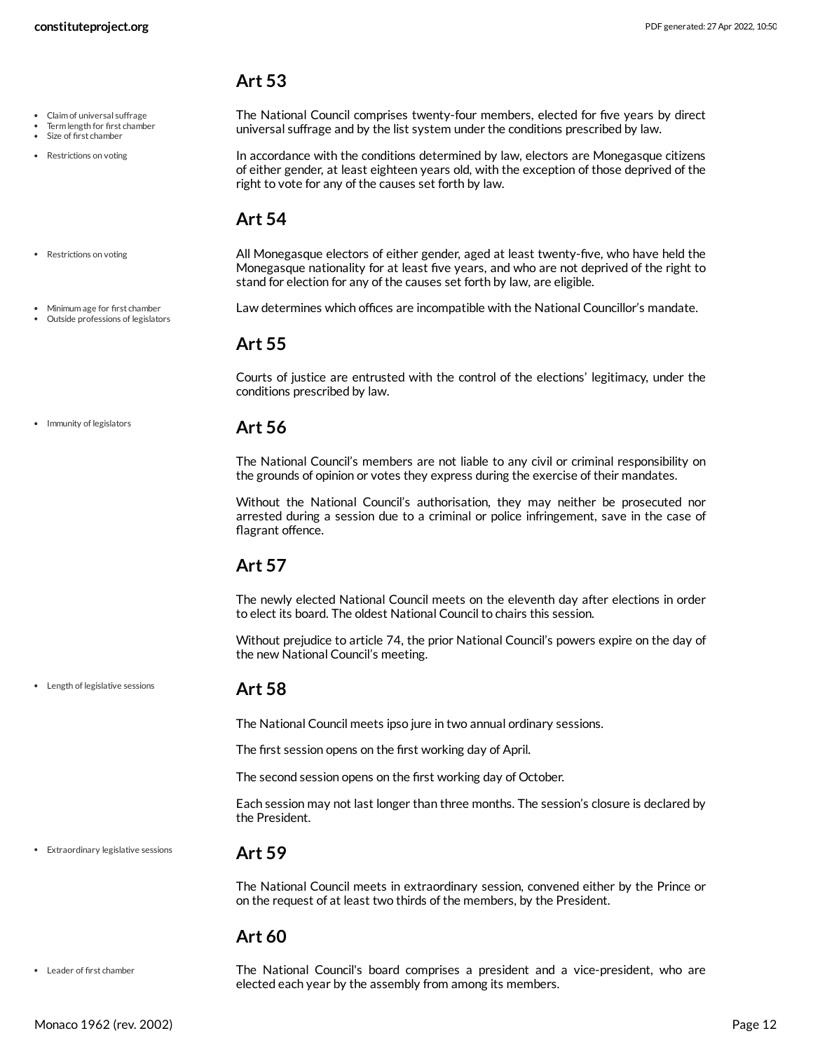## Art 53

- Claim of universal suffrage
- Term length for first chamber
- Size of first chamber

The National Council comprises twenty-four members, elected for five years by direct universal suffrage and by the list system under the conditions prescribed by law.

- Restrictions on voting

In accordance with the conditions determined by law, electors are Monegasque citizens of either gender, at least eighteen years old, with the exception of those deprived of the right to vote for any of the causes set forth by law.

## Art 54

- Restrictions on voting

All Monegasque electors of either gender, aged at least twenty-five, who have held the Monegasque nationality for at least five years, and who are not deprived of the right to stand for election for any of the causes set forth by law, are eligible.

- Minimum age for first chamber
- Outside professions of legislators

Law determines which offices are incompatible with the National Councillor's mandate.

## Art 55

Courts of justice are entrusted with the control of the elections' legitimacy, under the conditions prescribed by law.

- Immunity of legislators

## Art 56

The National Council's members are not liable to any civil or criminal responsibility on the grounds of opinion or votes they express during the exercise of their mandates.

Without the National Council's authorisation, they may neither be prosecuted nor arrested during a session due to a criminal or police infringement, save in the case of flagrant offence.

## Art 57

The newly elected National Council meets on the eleventh day after elections in order to elect its board. The oldest National Council to chairs this session.

Without prejudice to article 74, the prior National Council's powers expire on the day of the new National Council's meeting.

- Length of legislative sessions

## Art 58

The National Council meets ipso jure in two annual ordinary sessions.

The first session opens on the first working day of April.

The second session opens on the first working day of October.

Each session may not last longer than three months. The session's closure is declared by the President.

- Extraordinary legislative sessions

## Art 59

The National Council meets in extraordinary session, convened either by the Prince or on the request of at least two thirds of the members, by the President.

## Art 60

- Leader of first chamber

The National Council's board comprises a president and a vice-president, who are elected each year by the assembly from among its members.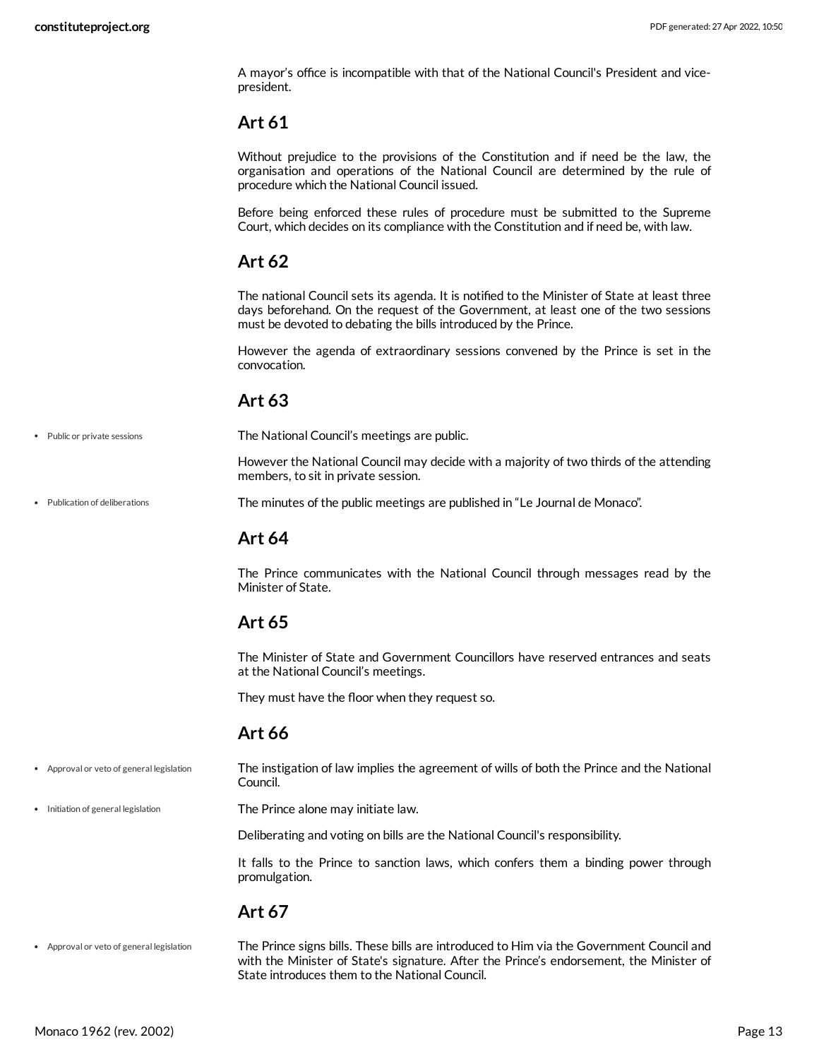A mayor's office is incompatible with that of the National Council's President and vice-president.

## Art 61

Without prejudice to the provisions of the Constitution and if need be the law, the organisation and operations of the National Council are determined by the rule of procedure which the National Council issued.

Before being enforced these rules of procedure must be submitted to the Supreme Court, which decides on its compliance with the Constitution and if need be, with law.

## Art 62

The national Council sets its agenda. It is notified to the Minister of State at least three days beforehand. On the request of the Government, at least one of the two sessions must be devoted to debating the bills introduced by the Prince.

However the agenda of extraordinary sessions convened by the Prince is set in the convocation.

## Art 63

- Public or private sessions

The National Council's meetings are public.

However the National Council may decide with a majority of two thirds of the attending members, to sit in private session.

- Publication of deliberations

The minutes of the public meetings are published in "Le Journal de Monaco".

## Art 64

The Prince communicates with the National Council through messages read by the Minister of State.

## Art 65

The Minister of State and Government Councillors have reserved entrances and seats at the National Council's meetings.

They must have the floor when they request so.

## Art 66

- Approval or veto of general legislation

The instigation of law implies the agreement of wills of both the Prince and the National Council.

- Initiation of general legislation

The Prince alone may initiate law.

Deliberating and voting on bills are the National Council's responsibility.

It falls to the Prince to sanction laws, which confers them a binding power through promulgation.

## Art 67

- Approval or veto of general legislation

The Prince signs bills. These bills are introduced to Him via the Government Council and with the Minister of State's signature. After the Prince's endorsement, the Minister of State introduces them to the National Council.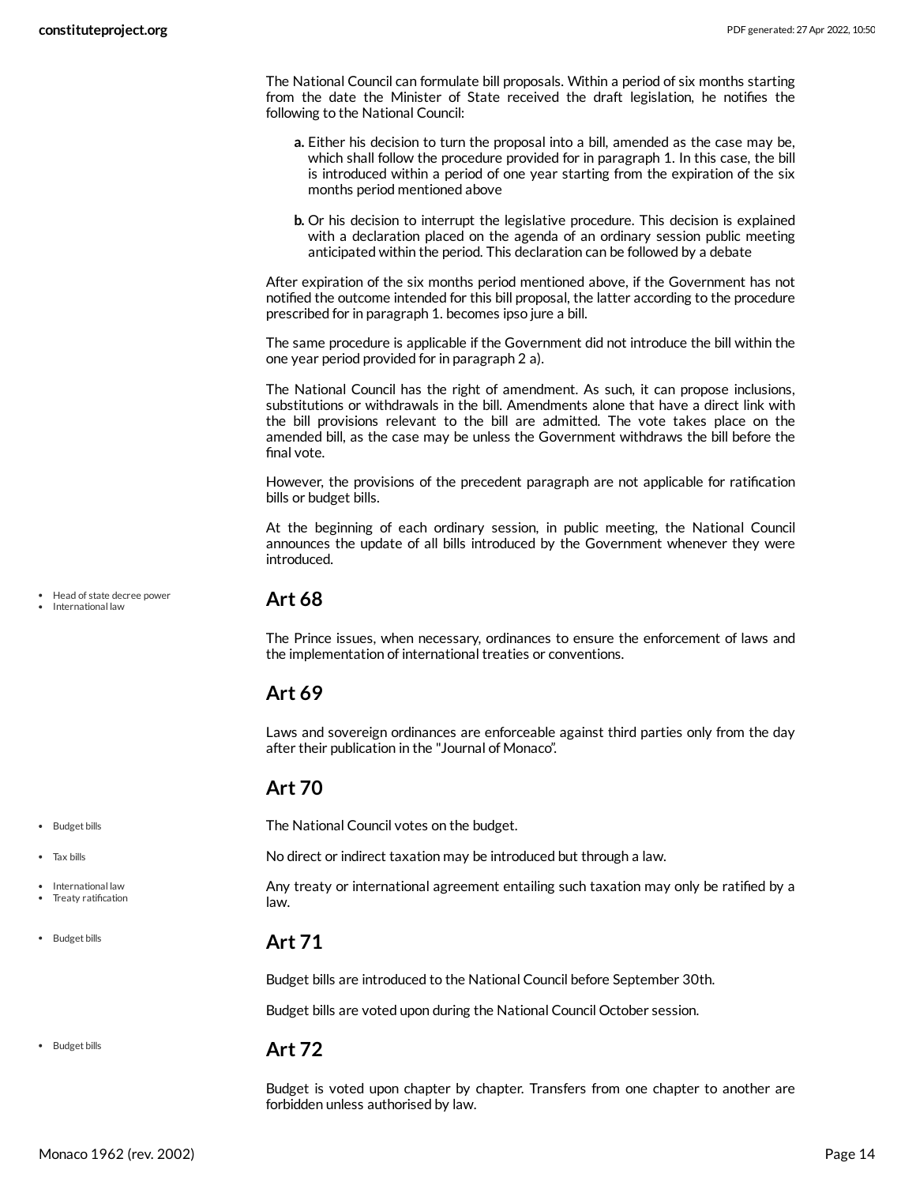The National Council can formulate bill proposals. Within a period of six months starting from the date the Minister of State received the draft legislation, he notifies the following to the National Council:

- **a.** Either his decision to turn the proposal into a bill, amended as the case may be, which shall follow the procedure provided for in paragraph 1. In this case, the bill is introduced within a period of one year starting from the expiration of the six months period mentioned above
- **b.** Or his decision to interrupt the legislative procedure. This decision is explained with a declaration placed on the agenda of an ordinary session public meeting anticipated within the period. This declaration can be followed by a debate

After expiration of the six months period mentioned above, if the Government has not notified the outcome intended for this bill proposal, the latter according to the procedure prescribed for in paragraph 1. becomes ipso jure a bill.

The same procedure is applicable if the Government did not introduce the bill within the one year period provided for in paragraph 2 a).

The National Council has the right of amendment. As such, it can propose inclusions, substitutions or withdrawals in the bill. Amendments alone that have a direct link with the bill provisions relevant to the bill are admitted. The vote takes place on the amended bill, as the case may be unless the Government withdraws the bill before the final vote.

However, the provisions of the precedent paragraph are not applicable for ratification bills or budget bills.

At the beginning of each ordinary session, in public meeting, the National Council announces the update of all bills introduced by the Government whenever they were introduced.

## Art 68

The Prince issues, when necessary, ordinances to ensure the enforcement of laws and the implementation of international treaties or conventions.

## Art 69

Laws and sovereign ordinances are enforceable against third parties only from the day after their publication in the "Journal of Monaco".

## Art 70

The National Council votes on the budget.

No direct or indirect taxation may be introduced but through a law.

Any treaty or international agreement entailing such taxation may only be ratified by a law.

## Art 71

Budget bills are introduced to the National Council before September 30th.

Budget bills are voted upon during the National Council October session.

## Art 72

Budget is voted upon chapter by chapter. Transfers from one chapter to another are forbidden unless authorised by law.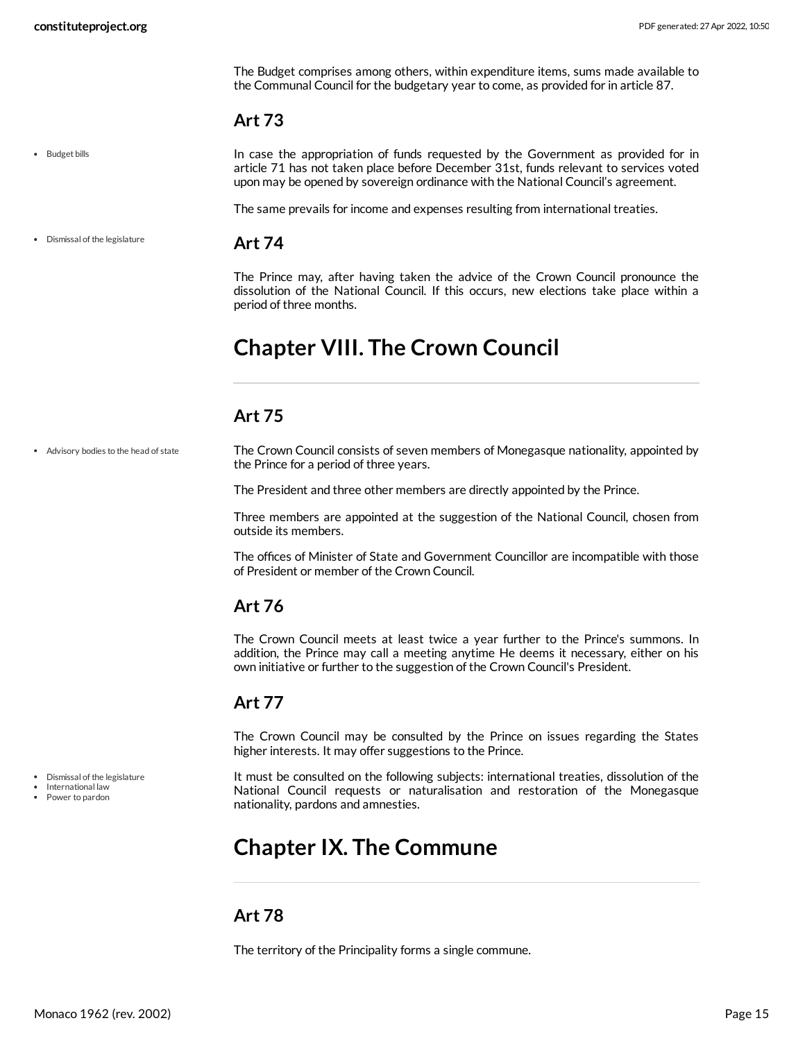The Budget comprises among others, within expenditure items, sums made available to the Communal Council for the budgetary year to come, as provided for in article 87.

## Art 73

- Budget bills

In case the appropriation of funds requested by the Government as provided for in article 71 has not taken place before December 31st, funds relevant to services voted upon may be opened by sovereign ordinance with the National Council's agreement.

The same prevails for income and expenses resulting from international treaties.

- Dismissal of the legislature

## Art 74

The Prince may, after having taken the advice of the Crown Council pronounce the dissolution of the National Council. If this occurs, new elections take place within a period of three months.

# Chapter VIII. The Crown Council

## Art 75

- Advisory bodies to the head of state

The Crown Council consists of seven members of Monegasque nationality, appointed by the Prince for a period of three years.

The President and three other members are directly appointed by the Prince.

Three members are appointed at the suggestion of the National Council, chosen from outside its members.

The offices of Minister of State and Government Councillor are incompatible with those of President or member of the Crown Council.

## Art 76

The Crown Council meets at least twice a year further to the Prince's summons. In addition, the Prince may call a meeting anytime He deems it necessary, either on his own initiative or further to the suggestion of the Crown Council's President.

## Art 77

The Crown Council may be consulted by the Prince on issues regarding the States higher interests. It may offer suggestions to the Prince.

- Dismissal of the legislature
- International law
- Power to pardon

It must be consulted on the following subjects: international treaties, dissolution of the National Council requests or naturalisation and restoration of the Monegasque nationality, pardons and amnesties.

# Chapter IX. The Commune

## Art 78

The territory of the Principality forms a single commune.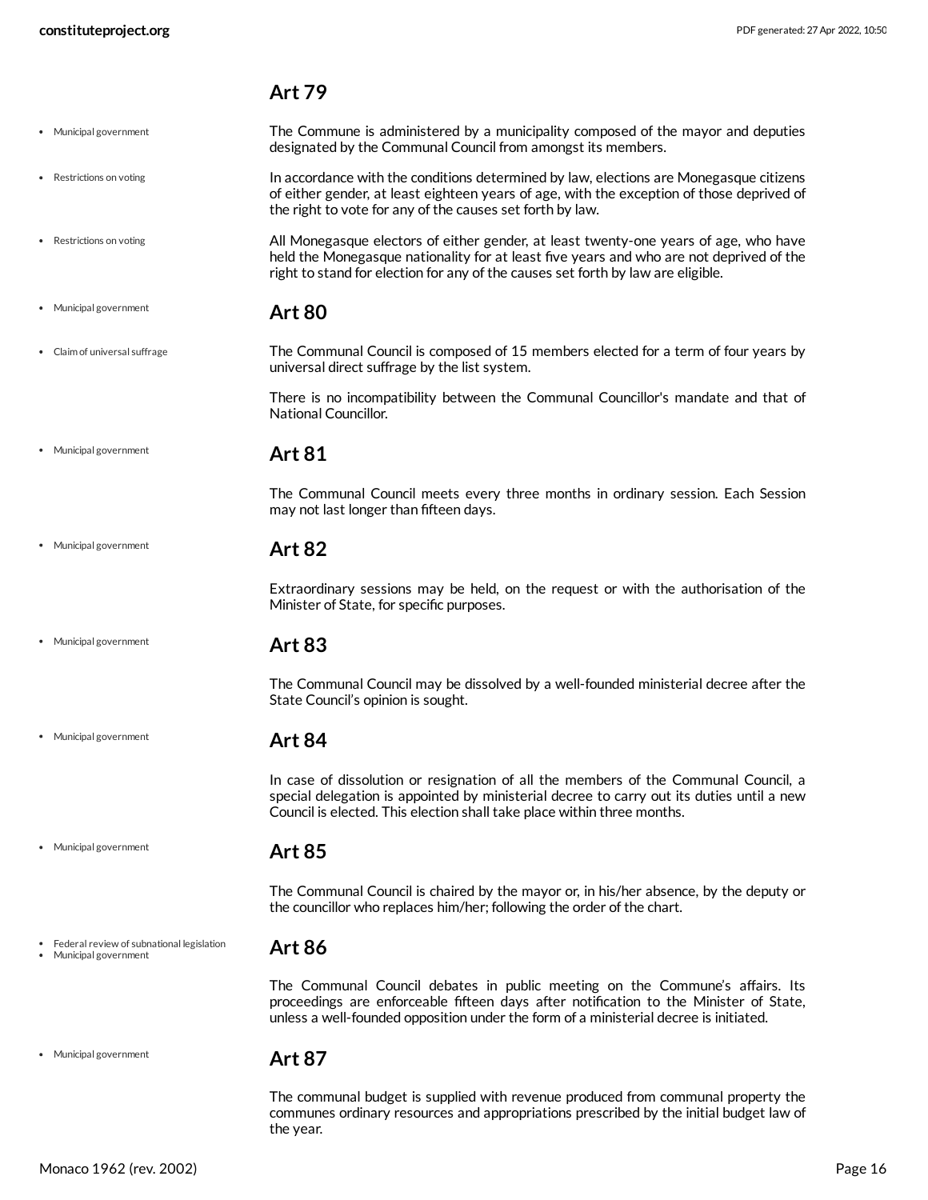## Art 79

- Municipal government

The Commune is administered by a municipality composed of the mayor and deputies designated by the Communal Council from amongst its members.

- Restrictions on voting

In accordance with the conditions determined by law, elections are Monegasque citizens of either gender, at least eighteen years of age, with the exception of those deprived of the right to vote for any of the causes set forth by law.

- Restrictions on voting

All Monegasque electors of either gender, at least twenty-one years of age, who have held the Monegasque nationality for at least five years and who are not deprived of the right to stand for election for any of the causes set forth by law are eligible.

## Art 80

- Municipal government
- Claim of universal suffrage

The Communal Council is composed of 15 members elected for a term of four years by universal direct suffrage by the list system.

There is no incompatibility between the Communal Councillor's mandate and that of National Councillor.

## Art 81

- Municipal government

The Communal Council meets every three months in ordinary session. Each Session may not last longer than fifteen days.

## Art 82

- Municipal government

Extraordinary sessions may be held, on the request or with the authorisation of the Minister of State, for specific purposes.

## Art 83

- Municipal government

The Communal Council may be dissolved by a well-founded ministerial decree after the State Council's opinion is sought.

## Art 84

- Municipal government

In case of dissolution or resignation of all the members of the Communal Council, a special delegation is appointed by ministerial decree to carry out its duties until a new Council is elected. This election shall take place within three months.

## Art 85

- Municipal government

The Communal Council is chaired by the mayor or, in his/her absence, by the deputy or the councillor who replaces him/her; following the order of the chart.

## Art 86

- Federal review of subnational legislation
- Municipal government

The Communal Council debates in public meeting on the Commune's affairs. Its proceedings are enforceable fifteen days after notification to the Minister of State, unless a well-founded opposition under the form of a ministerial decree is initiated.

## Art 87

- Municipal government

The communal budget is supplied with revenue produced from communal property the communes ordinary resources and appropriations prescribed by the initial budget law of the year.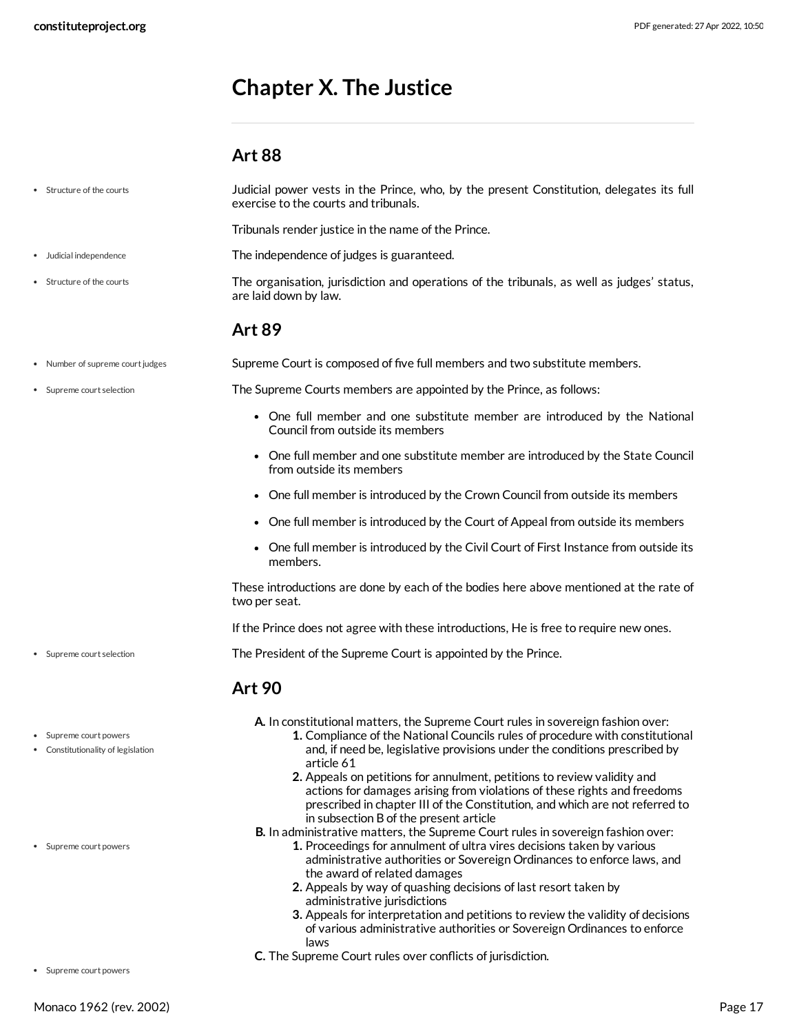# Chapter X. The Justice

## Art 88

Judicial power vests in the Prince, who, by the present Constitution, delegates its full exercise to the courts and tribunals.

Tribunals render justice in the name of the Prince.

The independence of judges is guaranteed.

The organisation, jurisdiction and operations of the tribunals, as well as judges' status, are laid down by law.

## Art 89

Supreme Court is composed of five full members and two substitute members.

The Supreme Courts members are appointed by the Prince, as follows:

- One full member and one substitute member are introduced by the National Council from outside its members
- One full member and one substitute member are introduced by the State Council from outside its members
- One full member is introduced by the Crown Council from outside its members
- One full member is introduced by the Court of Appeal from outside its members
- One full member is introduced by the Civil Court of First Instance from outside its members.

These introductions are done by each of the bodies here above mentioned at the rate of two per seat.

If the Prince does not agree with these introductions, He is free to require new ones.

The President of the Supreme Court is appointed by the Prince.

## Art 90

A. In constitutional matters, the Supreme Court rules in sovereign fashion over:
   1. Compliance of the National Councils rules of procedure with constitutional and, if need be, legislative provisions under the conditions prescribed by article 61
   2. Appeals on petitions for annulment, petitions to review validity and actions for damages arising from violations of these rights and freedoms prescribed in chapter III of the Constitution, and which are not referred to in subsection B of the present article
B. In administrative matters, the Supreme Court rules in sovereign fashion over:
   1. Proceedings for annulment of ultra vires decisions taken by various administrative authorities or Sovereign Ordinances to enforce laws, and the award of related damages
   2. Appeals by way of quashing decisions of last resort taken by administrative jurisdictions
   3. Appeals for interpretation and petitions to review the validity of decisions of various administrative authorities or Sovereign Ordinances to enforce laws
C. The Supreme Court rules over conflicts of jurisdiction.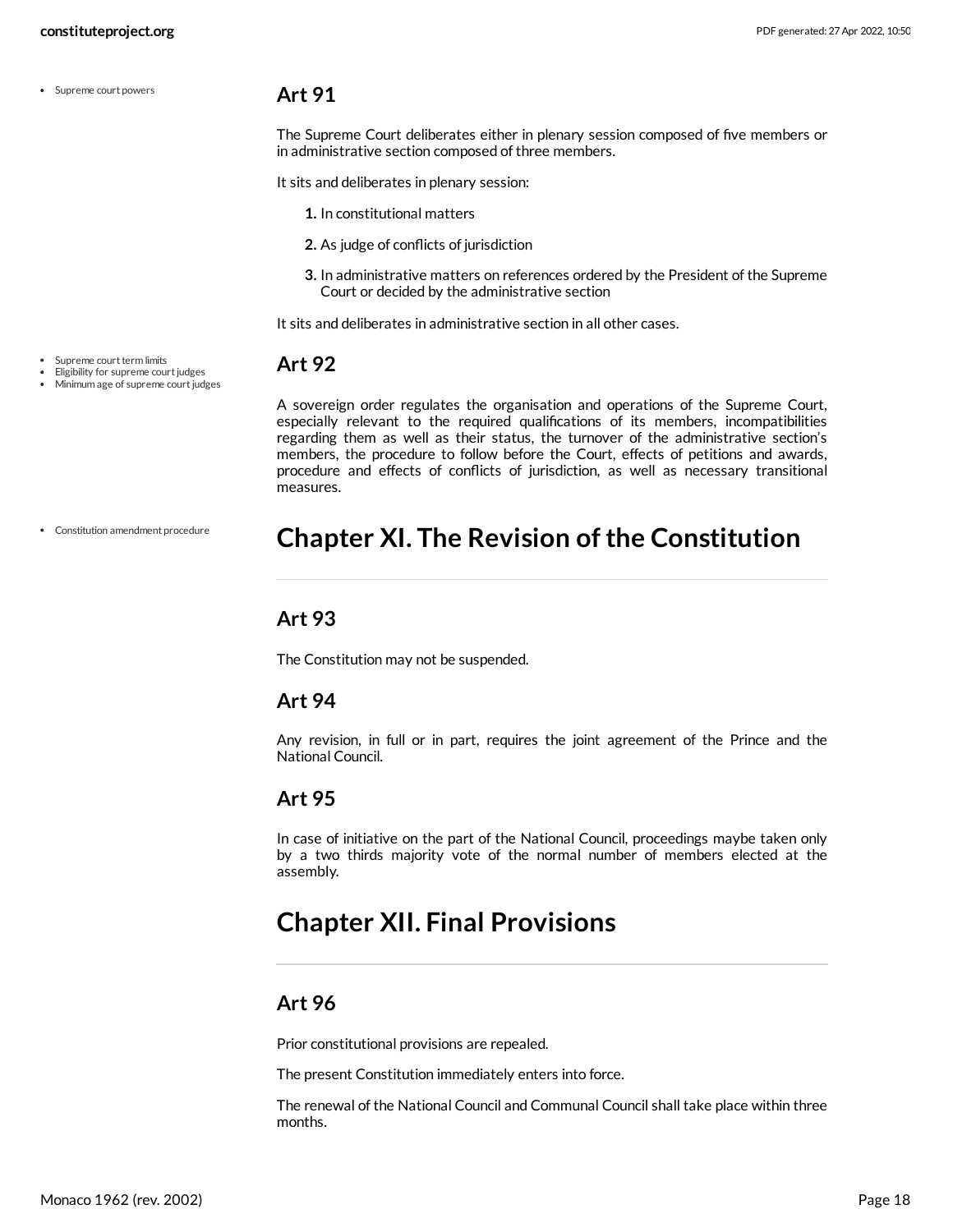- Supreme court powers

### Art 91

The Supreme Court deliberates either in plenary session composed of five members or in administrative section composed of three members.

It sits and deliberates in plenary session:

1. In constitutional matters
2. As judge of conflicts of jurisdiction
3. In administrative matters on references ordered by the President of the Supreme Court or decided by the administrative section

It sits and deliberates in administrative section in all other cases.

- Supreme court term limits
- Eligibility for supreme court judges
- Minimum age of supreme court judges

### Art 92

A sovereign order regulates the organisation and operations of the Supreme Court, especially relevant to the required qualifications of its members, incompatibilities regarding them as well as their status, the turnover of the administrative section's members, the procedure to follow before the Court, effects of petitions and awards, procedure and effects of conflicts of jurisdiction, as well as necessary transitional measures.

- Constitution amendment procedure

## Chapter XI. The Revision of the Constitution

### Art 93

The Constitution may not be suspended.

### Art 94

Any revision, in full or in part, requires the joint agreement of the Prince and the National Council.

### Art 95

In case of initiative on the part of the National Council, proceedings maybe taken only by a two thirds majority vote of the normal number of members elected at the assembly.

## Chapter XII. Final Provisions

### Art 96

Prior constitutional provisions are repealed.

The present Constitution immediately enters into force.

The renewal of the National Council and Communal Council shall take place within three months.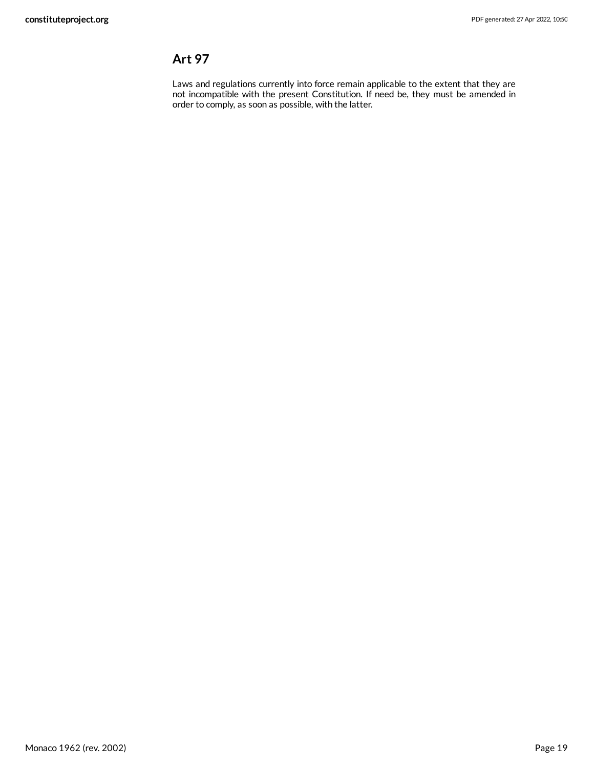## Art 97

Laws and regulations currently into force remain applicable to the extent that they are not incompatible with the present Constitution. If need be, they must be amended in order to comply, as soon as possible, with the latter.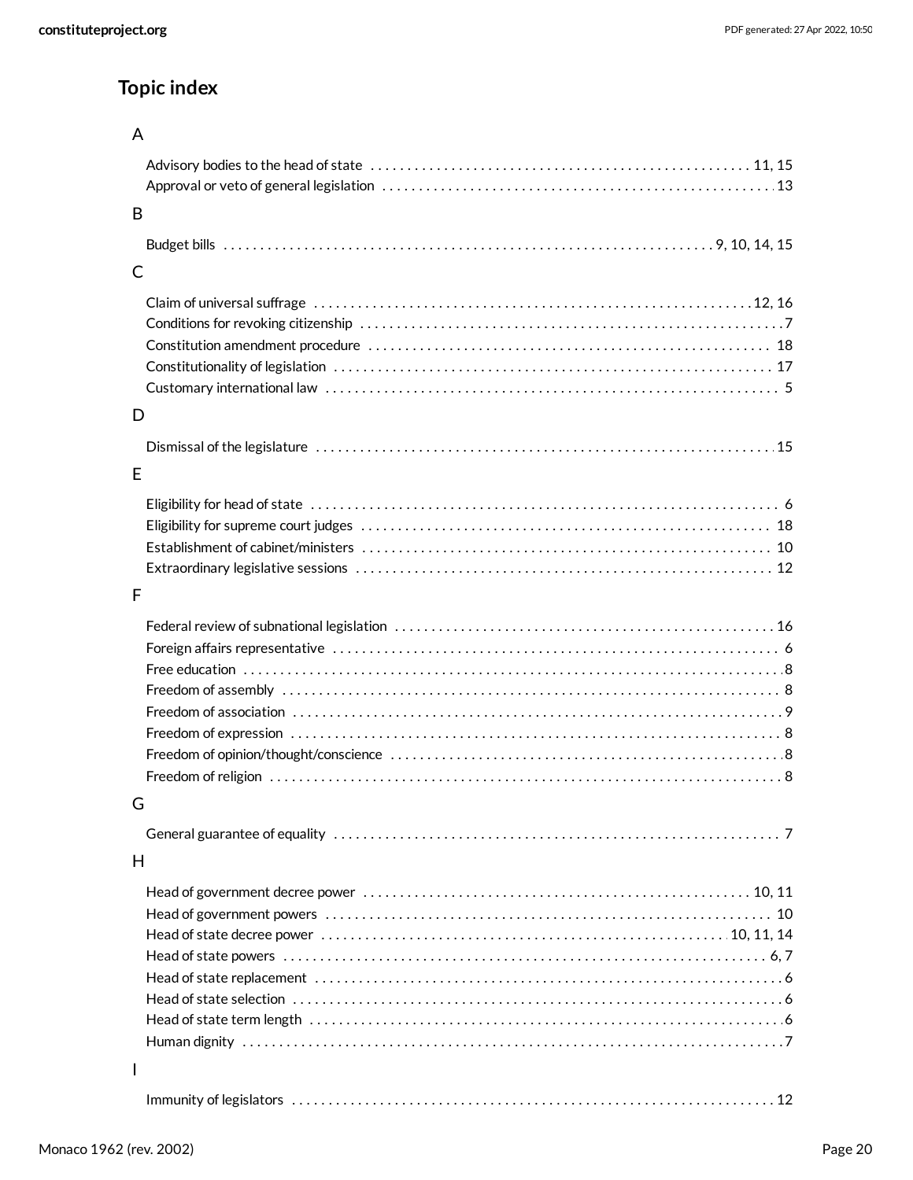## Topic index

### A

- Advisory bodies to the head of state ..... 11, 15
- Approval or veto of general legislation ..... 13

### B

- Budget bills ..... 9, 10, 14, 15

### C

- Claim of universal suffrage ..... 12, 16
- Conditions for revoking citizenship ..... 7
- Constitution amendment procedure ..... 18
- Constitutionality of legislation ..... 17
- Customary international law ..... 5

### D

- Dismissal of the legislature ..... 15

### E

- Eligibility for head of state ..... 6
- Eligibility for supreme court judges ..... 18
- Establishment of cabinet/ministers ..... 10
- Extraordinary legislative sessions ..... 12

### F

- Federal review of subnational legislation ..... 16
- Foreign affairs representative ..... 6
- Free education ..... 8
- Freedom of assembly ..... 8
- Freedom of association ..... 9
- Freedom of expression ..... 8
- Freedom of opinion/thought/conscience ..... 8
- Freedom of religion ..... 8

### G

- General guarantee of equality ..... 7

### H

- Head of government decree power ..... 10, 11
- Head of government powers ..... 10
- Head of state decree power ..... 10, 11, 14
- Head of state powers ..... 6, 7
- Head of state replacement ..... 6
- Head of state selection ..... 6
- Head of state term length ..... 6
- Human dignity ..... 7

### I

- Immunity of legislators ..... 12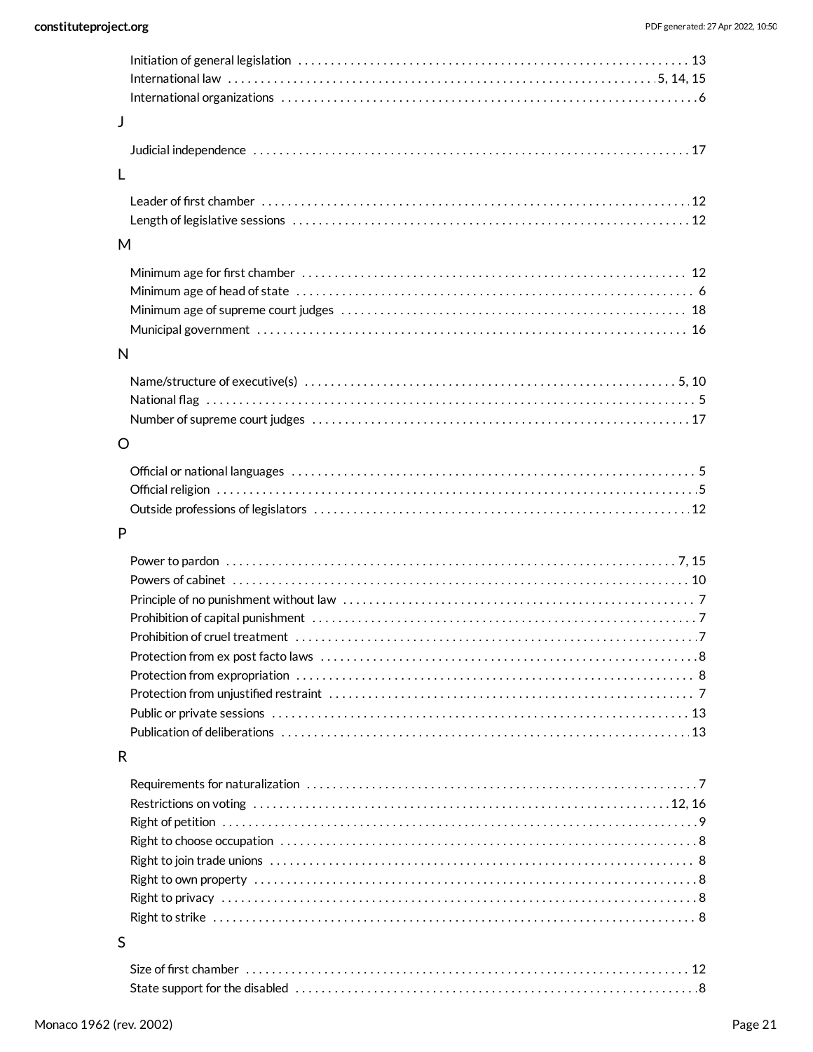- Initiation of general legislation . . . . . . . . 13
- International law . . . . . . . . 5, 14, 15
- International organizations . . . . . . . . 6

## J

- Judicial independence . . . . . . . . 17

## L

- Leader of first chamber . . . . . . . . 12
- Length of legislative sessions . . . . . . . . 12

## M

- Minimum age for first chamber . . . . . . . . 12
- Minimum age of head of state . . . . . . . . 6
- Minimum age of supreme court judges . . . . . . . . 18
- Municipal government . . . . . . . . 16

## N

- Name/structure of executive(s) . . . . . . . . 5, 10
- National flag . . . . . . . . 5
- Number of supreme court judges . . . . . . . . 17

## O

- Official or national languages . . . . . . . . 5
- Official religion . . . . . . . . 5
- Outside professions of legislators . . . . . . . . 12

## P

- Power to pardon . . . . . . . . 7, 15
- Powers of cabinet . . . . . . . . 10
- Principle of no punishment without law . . . . . . . . 7
- Prohibition of capital punishment . . . . . . . . 7
- Prohibition of cruel treatment . . . . . . . . 7
- Protection from ex post facto laws . . . . . . . . 8
- Protection from expropriation . . . . . . . . 8
- Protection from unjustified restraint . . . . . . . . 7
- Public or private sessions . . . . . . . . 13
- Publication of deliberations . . . . . . . . 13

## R

- Requirements for naturalization . . . . . . . . 7
- Restrictions on voting . . . . . . . . 12, 16
- Right of petition . . . . . . . . 9
- Right to choose occupation . . . . . . . . 8
- Right to join trade unions . . . . . . . . 8
- Right to own property . . . . . . . . 8
- Right to privacy . . . . . . . . 8
- Right to strike . . . . . . . . 8

## S

- Size of first chamber . . . . . . . . 12
- State support for the disabled . . . . . . . . 8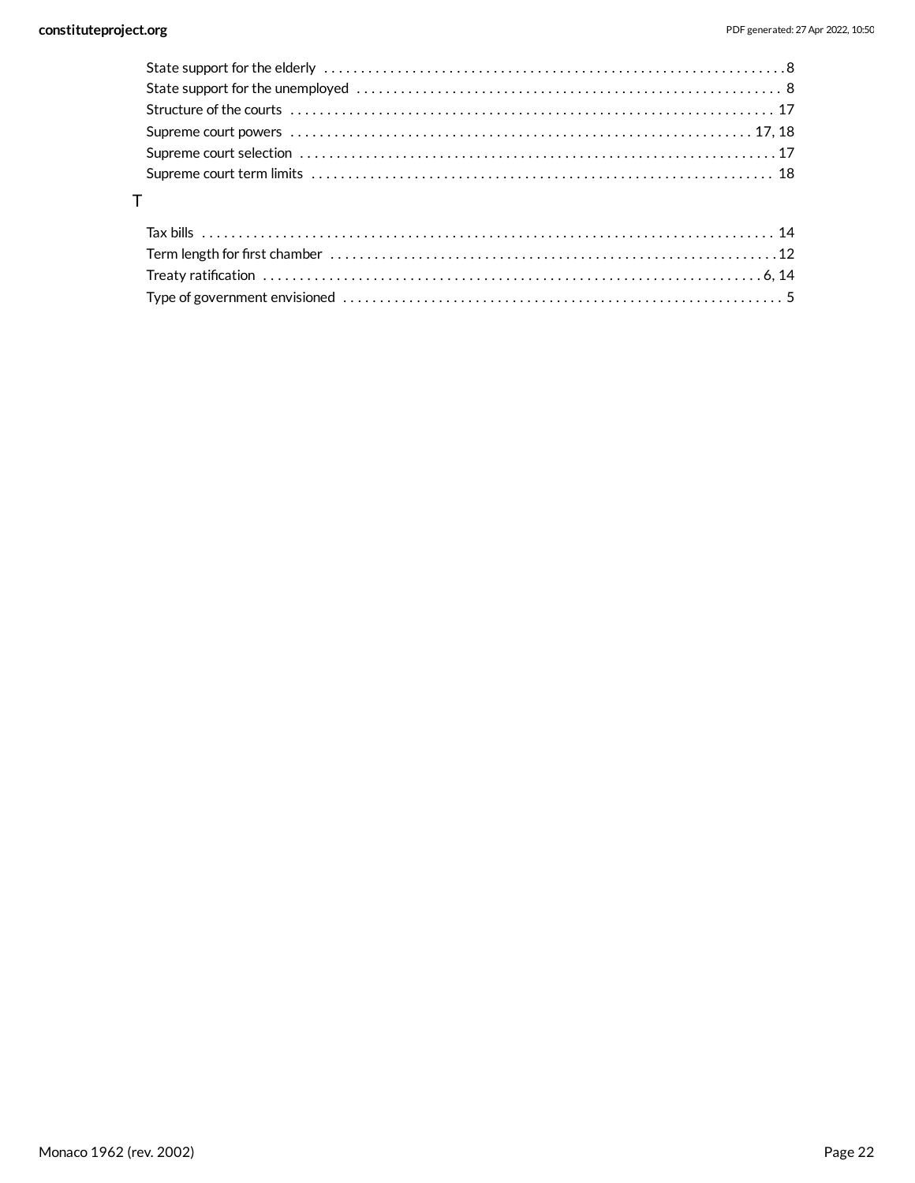State support for the elderly . . . . . . . . . . . . . . . . . . . . . . . . . . . . . . . . . . . . . . . . . . . . . . . . . . . . . . . . . . . . . . . 8
State support for the unemployed . . . . . . . . . . . . . . . . . . . . . . . . . . . . . . . . . . . . . . . . . . . . . . . . . . . . . . . . . . . 8
Structure of the courts . . . . . . . . . . . . . . . . . . . . . . . . . . . . . . . . . . . . . . . . . . . . . . . . . . . . . . . . . . . . . . . . . 17
Supreme court powers . . . . . . . . . . . . . . . . . . . . . . . . . . . . . . . . . . . . . . . . . . . . . . . . . . . . . . . . . . . . . . . 17, 18
Supreme court selection . . . . . . . . . . . . . . . . . . . . . . . . . . . . . . . . . . . . . . . . . . . . . . . . . . . . . . . . . . . . . . . . 17
Supreme court term limits . . . . . . . . . . . . . . . . . . . . . . . . . . . . . . . . . . . . . . . . . . . . . . . . . . . . . . . . . . . . . . 18

T

Tax bills . . . . . . . . . . . . . . . . . . . . . . . . . . . . . . . . . . . . . . . . . . . . . . . . . . . . . . . . . . . . . . . . . . . . . . . . . . . . 14
Term length for first chamber . . . . . . . . . . . . . . . . . . . . . . . . . . . . . . . . . . . . . . . . . . . . . . . . . . . . . . . . . . . . 12
Treaty ratification . . . . . . . . . . . . . . . . . . . . . . . . . . . . . . . . . . . . . . . . . . . . . . . . . . . . . . . . . . . . . . . . . . . . 6, 14
Type of government envisioned . . . . . . . . . . . . . . . . . . . . . . . . . . . . . . . . . . . . . . . . . . . . . . . . . . . . . . . . . . . 5